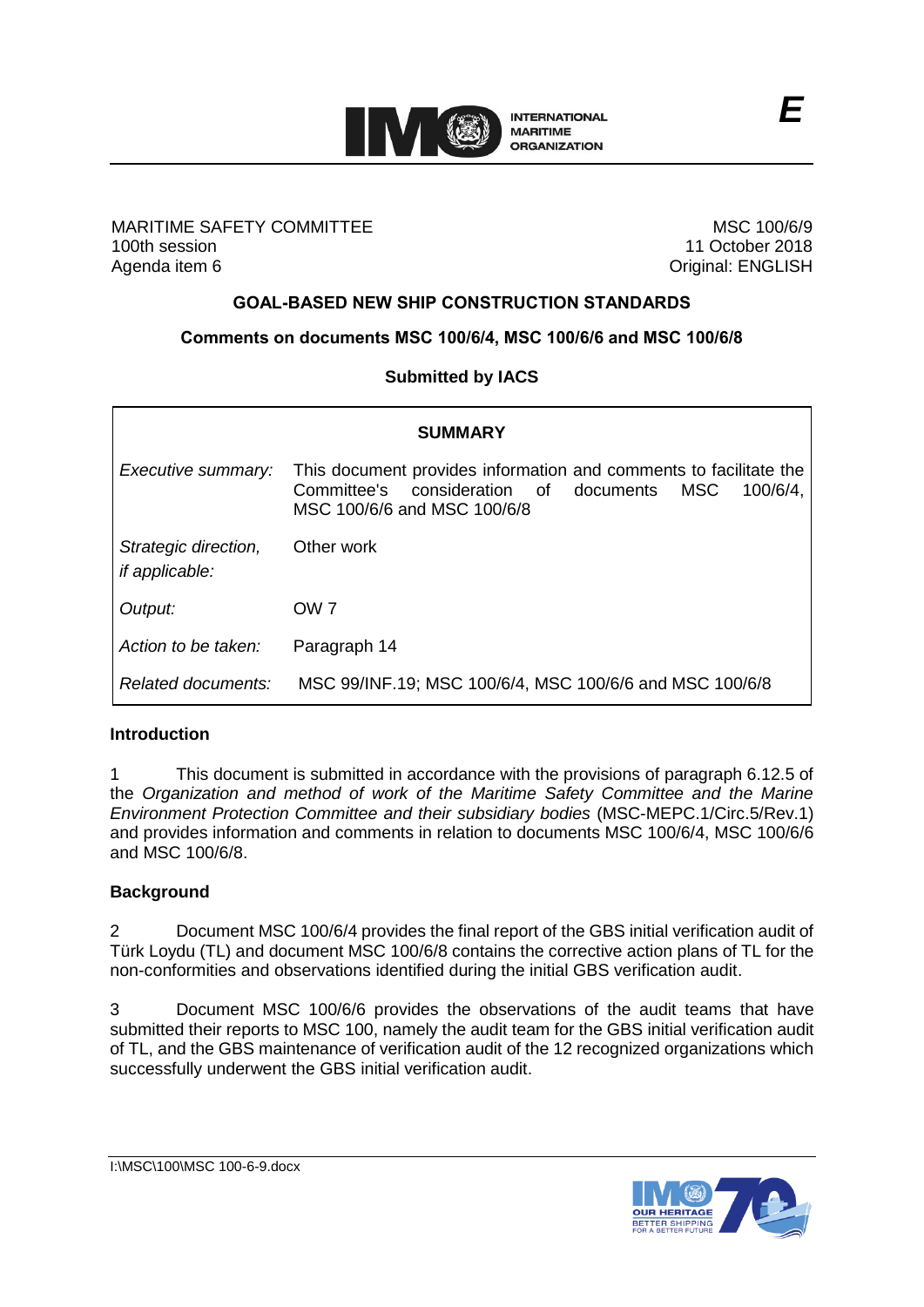INTERNATIONAL MARITIME ORGANIZATION

**E**

MARITIME SAFETY COMMITTEE
100th session
Agenda item 6

MSC 100/6/9
11 October 2018
Original: ENGLISH

## GOAL-BASED NEW SHIP CONSTRUCTION STANDARDS

### Comments on documents MSC 100/6/4, MSC 100/6/6 and MSC 100/6/8

### Submitted by IACS

| SUMMARY | |
|---|---|
| *Executive summary:* | This document provides information and comments to facilitate the Committee's consideration of documents MSC 100/6/4, MSC 100/6/6 and MSC 100/6/8 |
| *Strategic direction, if applicable:* | Other work |
| *Output:* | OW 7 |
| *Action to be taken:* | Paragraph 14 |
| *Related documents:* | MSC 99/INF.19; MSC 100/6/4, MSC 100/6/6 and MSC 100/6/8 |

**Introduction**

1 This document is submitted in accordance with the provisions of paragraph 6.12.5 of the *Organization and method of work of the Maritime Safety Committee and the Marine Environment Protection Committee and their subsidiary bodies* (MSC-MEPC.1/Circ.5/Rev.1) and provides information and comments in relation to documents MSC 100/6/4, MSC 100/6/6 and MSC 100/6/8.

**Background**

2 Document MSC 100/6/4 provides the final report of the GBS initial verification audit of Türk Loydu (TL) and document MSC 100/6/8 contains the corrective action plans of TL for the non-conformities and observations identified during the initial GBS verification audit.

3 Document MSC 100/6/6 provides the observations of the audit teams that have submitted their reports to MSC 100, namely the audit team for the GBS initial verification audit of TL, and the GBS maintenance of verification audit of the 12 recognized organizations which successfully underwent the GBS initial verification audit.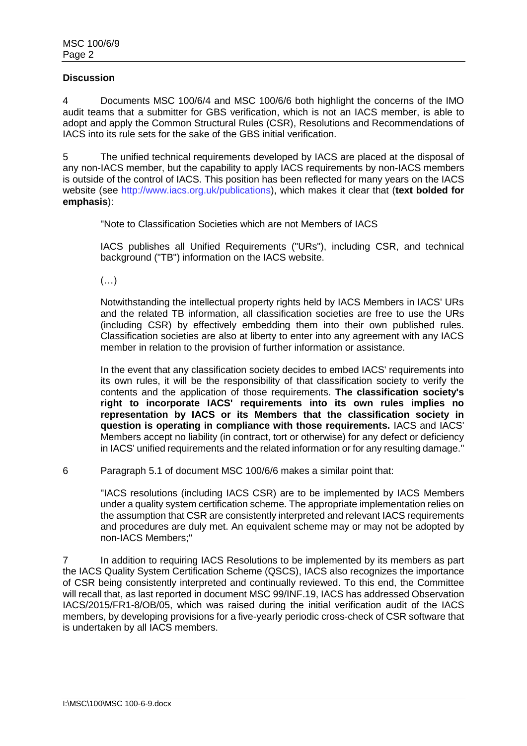**Discussion**

4 Documents MSC 100/6/4 and MSC 100/6/6 both highlight the concerns of the IMO audit teams that a submitter for GBS verification, which is not an IACS member, is able to adopt and apply the Common Structural Rules (CSR), Resolutions and Recommendations of IACS into its rule sets for the sake of the GBS initial verification.

5 The unified technical requirements developed by IACS are placed at the disposal of any non-IACS member, but the capability to apply IACS requirements by non-IACS members is outside of the control of IACS. This position has been reflected for many years on the IACS website (see http://www.iacs.org.uk/publications), which makes it clear that (**text bolded for emphasis**):

> "Note to Classification Societies which are not Members of IACS
>
> IACS publishes all Unified Requirements ("URs"), including CSR, and technical background ("TB") information on the IACS website.
>
> (…)
>
> Notwithstanding the intellectual property rights held by IACS Members in IACS' URs and the related TB information, all classification societies are free to use the URs (including CSR) by effectively embedding them into their own published rules. Classification societies are also at liberty to enter into any agreement with any IACS member in relation to the provision of further information or assistance.
>
> In the event that any classification society decides to embed IACS' requirements into its own rules, it will be the responsibility of that classification society to verify the contents and the application of those requirements. **The classification society's right to incorporate IACS' requirements into its own rules implies no representation by IACS or its Members that the classification society in question is operating in compliance with those requirements.** IACS and IACS' Members accept no liability (in contract, tort or otherwise) for any defect or deficiency in IACS' unified requirements and the related information or for any resulting damage."

6 Paragraph 5.1 of document MSC 100/6/6 makes a similar point that:

> "IACS resolutions (including IACS CSR) are to be implemented by IACS Members under a quality system certification scheme. The appropriate implementation relies on the assumption that CSR are consistently interpreted and relevant IACS requirements and procedures are duly met. An equivalent scheme may or may not be adopted by non-IACS Members;"

7 In addition to requiring IACS Resolutions to be implemented by its members as part the IACS Quality System Certification Scheme (QSCS), IACS also recognizes the importance of CSR being consistently interpreted and continually reviewed. To this end, the Committee will recall that, as last reported in document MSC 99/INF.19, IACS has addressed Observation IACS/2015/FR1-8/OB/05, which was raised during the initial verification audit of the IACS members, by developing provisions for a five-yearly periodic cross-check of CSR software that is undertaken by all IACS members.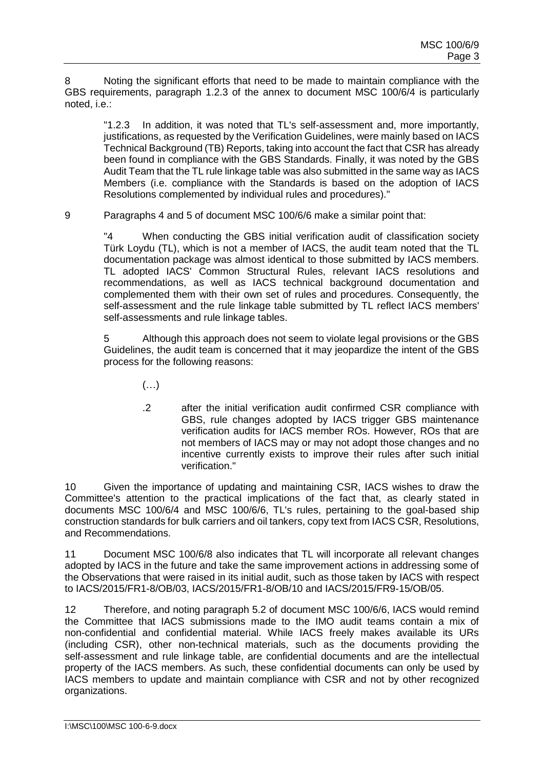8 Noting the significant efforts that need to be made to maintain compliance with the GBS requirements, paragraph 1.2.3 of the annex to document MSC 100/6/4 is particularly noted, i.e.:

> "1.2.3 In addition, it was noted that TL's self-assessment and, more importantly, justifications, as requested by the Verification Guidelines, were mainly based on IACS Technical Background (TB) Reports, taking into account the fact that CSR has already been found in compliance with the GBS Standards. Finally, it was noted by the GBS Audit Team that the TL rule linkage table was also submitted in the same way as IACS Members (i.e. compliance with the Standards is based on the adoption of IACS Resolutions complemented by individual rules and procedures)."

9 Paragraphs 4 and 5 of document MSC 100/6/6 make a similar point that:

> "4 When conducting the GBS initial verification audit of classification society Türk Loydu (TL), which is not a member of IACS, the audit team noted that the TL documentation package was almost identical to those submitted by IACS members. TL adopted IACS' Common Structural Rules, relevant IACS resolutions and recommendations, as well as IACS technical background documentation and complemented them with their own set of rules and procedures. Consequently, the self-assessment and the rule linkage table submitted by TL reflect IACS members' self-assessments and rule linkage tables.
>
> 5 Although this approach does not seem to violate legal provisions or the GBS Guidelines, the audit team is concerned that it may jeopardize the intent of the GBS process for the following reasons:
>
> (…)
>
> .2 after the initial verification audit confirmed CSR compliance with GBS, rule changes adopted by IACS trigger GBS maintenance verification audits for IACS member ROs. However, ROs that are not members of IACS may or may not adopt those changes and no incentive currently exists to improve their rules after such initial verification."

10 Given the importance of updating and maintaining CSR, IACS wishes to draw the Committee's attention to the practical implications of the fact that, as clearly stated in documents MSC 100/6/4 and MSC 100/6/6, TL's rules, pertaining to the goal-based ship construction standards for bulk carriers and oil tankers, copy text from IACS CSR, Resolutions, and Recommendations.

11 Document MSC 100/6/8 also indicates that TL will incorporate all relevant changes adopted by IACS in the future and take the same improvement actions in addressing some of the Observations that were raised in its initial audit, such as those taken by IACS with respect to IACS/2015/FR1-8/OB/03, IACS/2015/FR1-8/OB/10 and IACS/2015/FR9-15/OB/05.

12 Therefore, and noting paragraph 5.2 of document MSC 100/6/6, IACS would remind the Committee that IACS submissions made to the IMO audit teams contain a mix of non-confidential and confidential material. While IACS freely makes available its URs (including CSR), other non-technical materials, such as the documents providing the self-assessment and rule linkage table, are confidential documents and are the intellectual property of the IACS members. As such, these confidential documents can only be used by IACS members to update and maintain compliance with CSR and not by other recognized organizations.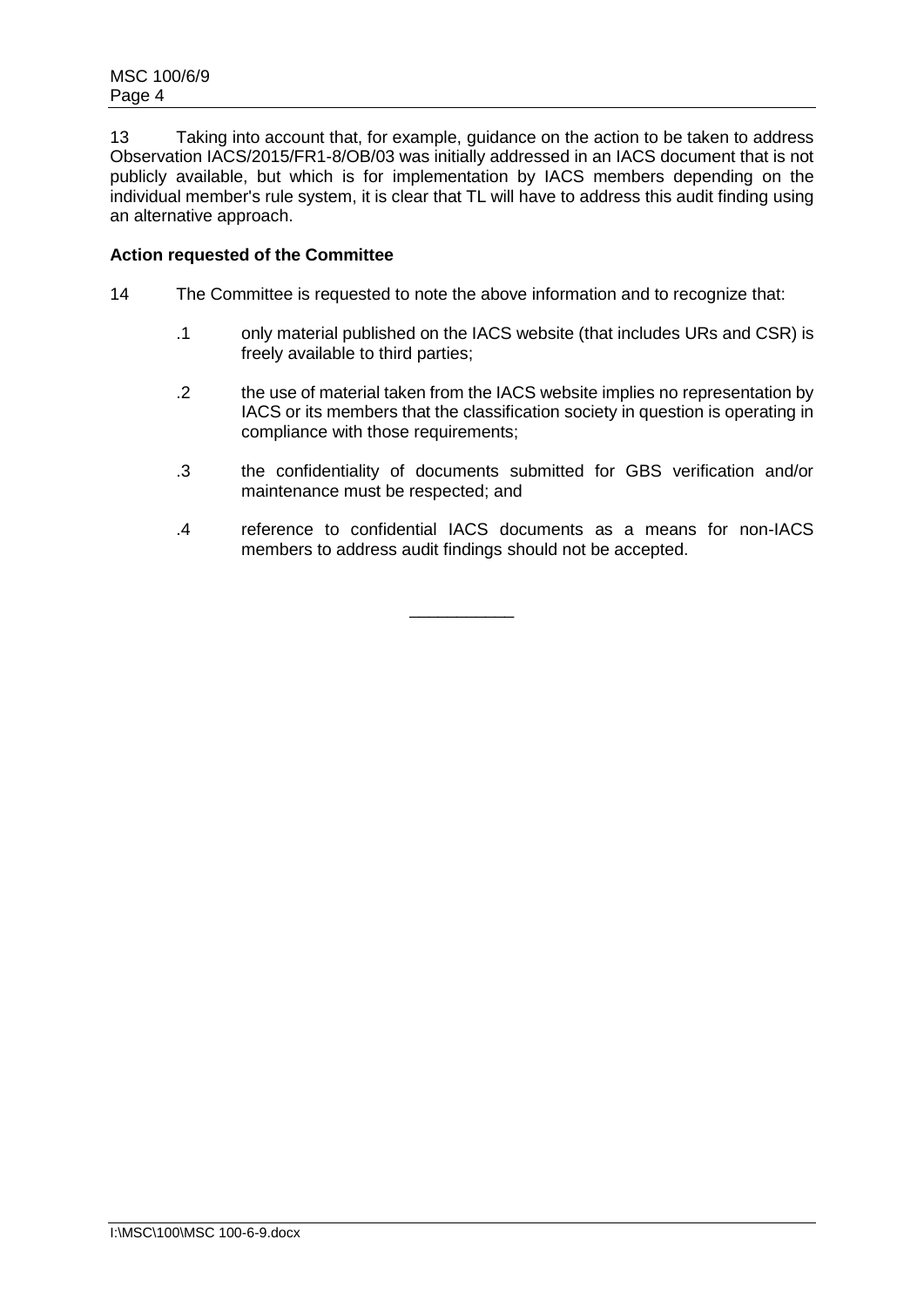13 Taking into account that, for example, guidance on the action to be taken to address Observation IACS/2015/FR1-8/OB/03 was initially addressed in an IACS document that is not publicly available, but which is for implementation by IACS members depending on the individual member's rule system, it is clear that TL will have to address this audit finding using an alternative approach.

**Action requested of the Committee**

14 The Committee is requested to note the above information and to recognize that:

.1 only material published on the IACS website (that includes URs and CSR) is freely available to third parties;

.2 the use of material taken from the IACS website implies no representation by IACS or its members that the classification society in question is operating in compliance with those requirements;

.3 the confidentiality of documents submitted for GBS verification and/or maintenance must be respected; and

.4 reference to confidential IACS documents as a means for non-IACS members to address audit findings should not be accepted.

___________